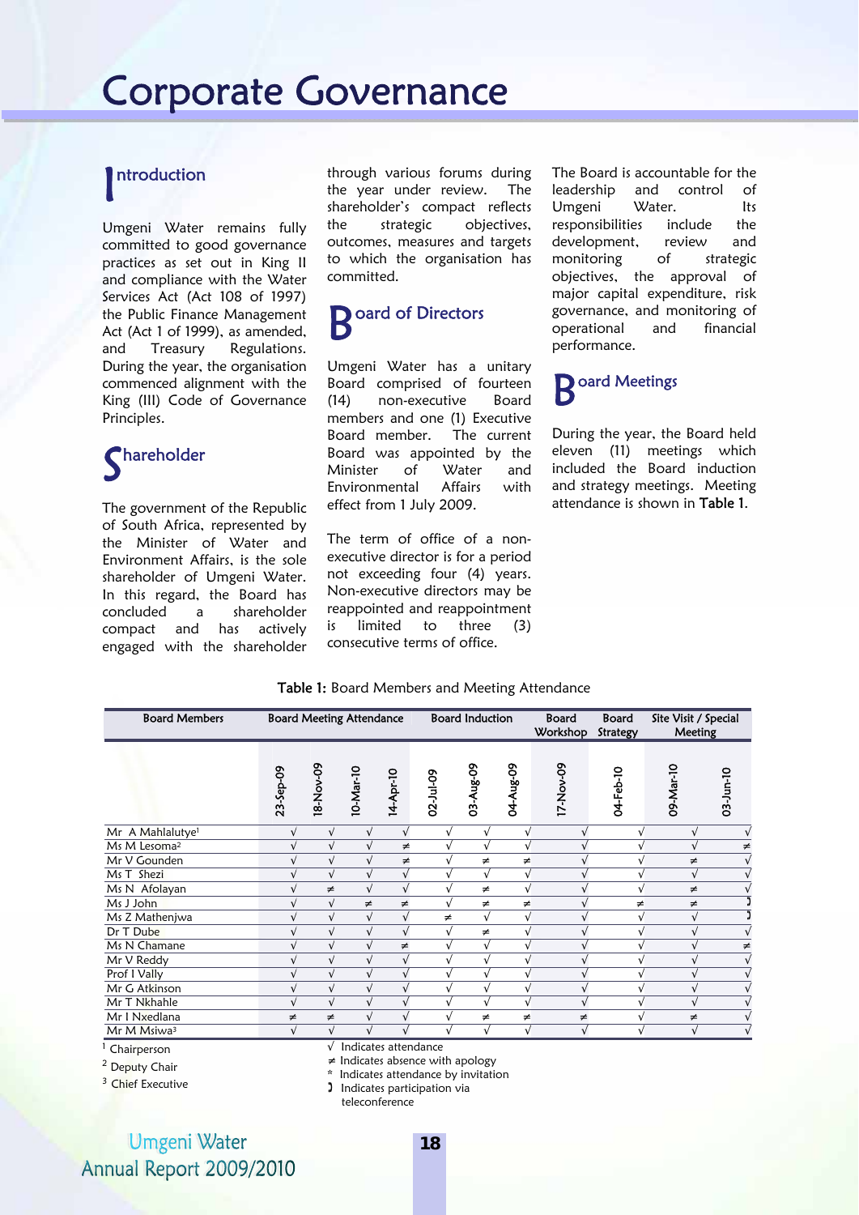# Corporate Governance

## Introduction

Umgeni Water remains fully committed to good governance practices as set out in King II and compliance with the Water Services Act (Act 108 of 1997) the Public Finance Management Act (Act 1 of 1999), as amended, and Treasury Regulations. During the year, the organisation commenced alignment with the King (III) Code of Governance Principles.

## Shareholder

The government of the Republic of South Africa, represented by the Minister of Water and Environment Affairs, is the sole shareholder of Umgeni Water. In this regard, the Board has concluded a shareholder compact and has actively engaged with the shareholder through various forums during the year under review. The shareholder's compact reflects the strategic objectives, outcomes, measures and targets to which the organisation has committed.

## Board of Directors

Umgeni Water has a unitary Board comprised of fourteen (14) non-executive Board members and one (1) Executive Board member. The current Board was appointed by the Minister of Water and Environmental Affairs with effect from 1 July 2009.

The term of office of a non-executive director is for a period not exceeding four (4) years. Non-executive directors may be reappointed and reappointment is limited to three (3) consecutive terms of office.

The Board is accountable for the leadership and control of Umgeni Water. Its responsibilities include the development, review and monitoring of strategic objectives, the approval of major capital expenditure, risk governance, and monitoring of operational and financial performance.

## Board Meetings

During the year, the Board held eleven (11) meetings which included the Board induction and strategy meetings. Meeting attendance is shown in **Table 1**.

**Table 1:** Board Members and Meeting Attendance

| Board Members | Board Meeting Attendance | | | | Board Induction | | | Board Workshop | Board Strategy | Site Visit / Special Meeting | |
|---|---|---|---|---|---|---|---|---|---|---|---|
| | 23-Sep-09 | 18-Nov-09 | 10-Mar-10 | 14-Apr-10 | 02-Jul-09 | 03-Aug-09 | 04-Aug-09 | 17-Nov-09 | 04-Feb-10 | 09-Mar-10 | 03-Jun-10 |
| Mr A Mahlalutye[1] | √ | √ | √ | √ | √ | √ | √ | √ | √ | √ | √ |
| Ms M Lesoma[2] | √ | √ | √ | ≠ | √ | √ | √ | √ | √ | √ | ≠ |
| Mr V Gounden | √ | √ | √ | ≠ | √ | ≠ | ≠ | √ | √ | ≠ | √ |
| Ms T Shezi | √ | √ | √ | √ | √ | √ | √ | √ | √ | √ | √ |
| Ms N Afolayan | √ | ≠ | √ | √ | √ | ≠ | √ | √ | √ | ≠ | √ |
| Ms J John | √ | √ | ≠ | ≠ | √ | ≠ | ≠ | √ | ≠ | ≠ | Ͻ |
| Ms Z Mathenjwa | √ | √ | √ | √ | ≠ | √ | √ | √ | √ | √ | Ͻ |
| Dr T Dube | √ | √ | √ | √ | √ | ≠ | √ | √ | √ | √ | √ |
| Ms N Chamane | √ | √ | √ | ≠ | √ | √ | √ | √ | √ | √ | ≠ |
| Mr V Reddy | √ | √ | √ | √ | √ | √ | √ | √ | √ | √ | √ |
| Prof I Vally | √ | √ | √ | √ | √ | √ | √ | √ | √ | √ | √ |
| Mr G Atkinson | √ | √ | √ | √ | √ | √ | √ | √ | √ | √ | √ |
| Mr T Nkhahle | √ | √ | √ | √ | √ | √ | √ | √ | √ | √ | √ |
| Mr I Nxedlana | ≠ | ≠ | √ | √ | √ | ≠ | ≠ | ≠ | √ | ≠ | √ |
| Mr M Msiwa[3] | √ | √ | √ | √ | √ | √ | √ | √ | √ | √ | √ |

[1] Chairperson
[2] Deputy Chair
[3] Chief Executive

√ Indicates attendance
≠ Indicates absence with apology
\* Indicates attendance by invitation
Ͻ Indicates participation via teleconference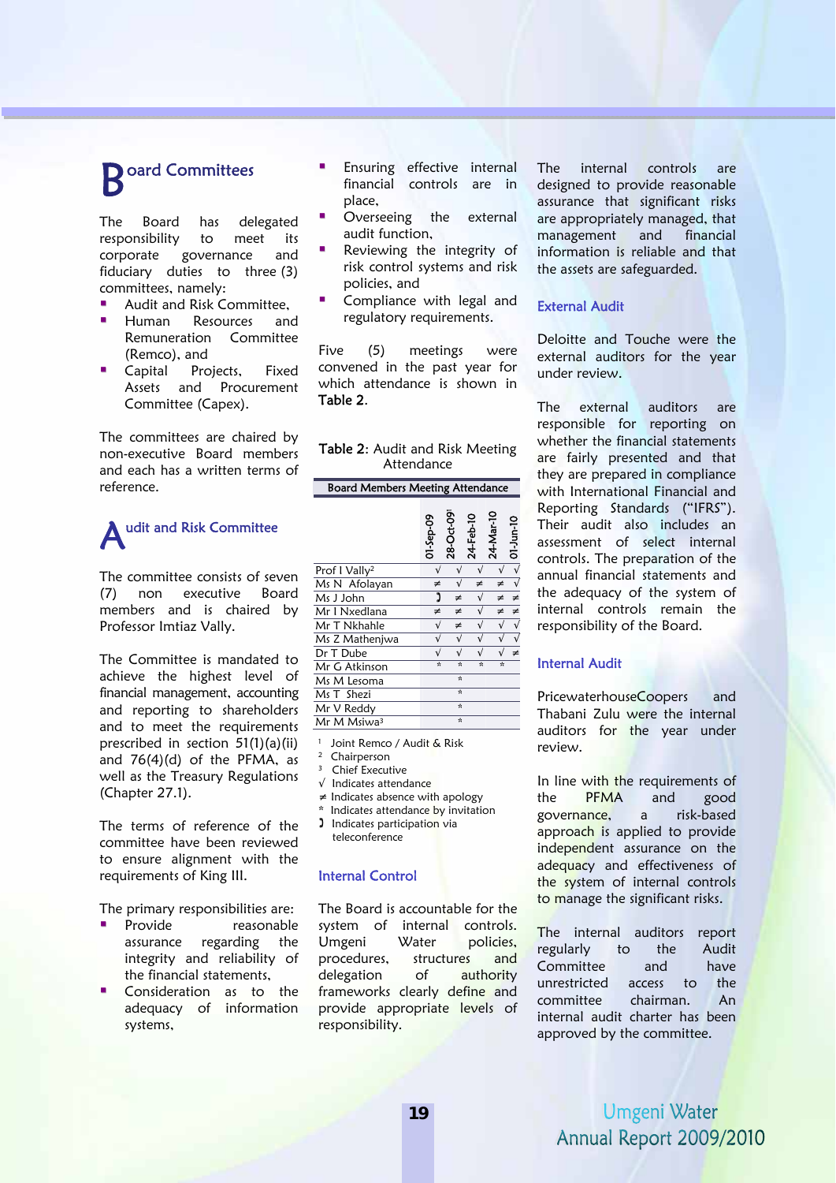# Board Committees

The Board has delegated responsibility to meet its corporate governance and fiduciary duties to three (3) committees, namely:

- Audit and Risk Committee,
- Human Resources and Remuneration Committee (Remco), and
- Capital Projects, Fixed Assets and Procurement Committee (Capex).

The committees are chaired by non-executive Board members and each has a written terms of reference.

# Audit and Risk Committee

The committee consists of seven (7) non executive Board members and is chaired by Professor Imtiaz Vally.

The Committee is mandated to achieve the highest level of financial management, accounting and reporting to shareholders and to meet the requirements prescribed in section 51(1)(a)(ii) and 76(4)(d) of the PFMA, as well as the Treasury Regulations (Chapter 27.1).

The terms of reference of the committee have been reviewed to ensure alignment with the requirements of King III.

The primary responsibilities are:

- Provide reasonable assurance regarding the integrity and reliability of the financial statements,
- Consideration as to the adequacy of information systems,
- Ensuring effective internal financial controls are in place,
- Overseeing the external audit function,
- Reviewing the integrity of risk control systems and risk policies, and
- Compliance with legal and regulatory requirements.

Five (5) meetings were convened in the past year for which attendance is shown in **Table 2**.

**Table 2**: Audit and Risk Meeting Attendance

| Board Members Meeting Attendance | 01-Sep-09 | 28-Oct-09[1] | 24-Feb-10 | 24-Mar-10 | 01-Jun-10 |
|---|---|---|---|---|---|
| Prof I Vally[2] | √ | √ | √ | √ | √ |
| Ms N Afolayan | ≠ | √ | ≠ | ≠ | √ |
| Ms J John | ↄ | ≠ | √ | ≠ | ≠ |
| Mr I Nxedlana | ≠ | ≠ | √ | ≠ | ≠ |
| Mr T Nkhahle | √ | ≠ | √ | √ | √ |
| Ms Z Mathenjwa | √ | √ | √ | √ | √ |
| Dr T Dube | √ | √ | √ | √ | ≠ |
| Mr G Atkinson | * | * | * | * | |
| Ms M Lesoma | | * | | | |
| Ms T Shezi | | * | | | |
| Mr V Reddy | | * | | | |
| Mr M Msiwa[3] | | * | | | |

[1] Joint Remco / Audit & Risk
[2] Chairperson
[3] Chief Executive
√ Indicates attendance
≠ Indicates absence with apology
* Indicates attendance by invitation
ↄ Indicates participation via teleconference

## Internal Control

The Board is accountable for the system of internal controls. Umgeni Water policies, procedures, structures and delegation of authority frameworks clearly define and provide appropriate levels of responsibility.

The internal controls are designed to provide reasonable assurance that significant risks are appropriately managed, that management and financial information is reliable and that the assets are safeguarded.

## External Audit

Deloitte and Touche were the external auditors for the year under review.

The external auditors are responsible for reporting on whether the financial statements are fairly presented and that they are prepared in compliance with International Financial and Reporting Standards ("IFRS"). Their audit also includes an assessment of select internal controls. The preparation of the annual financial statements and the adequacy of the system of internal controls remain the responsibility of the Board.

## Internal Audit

PricewaterhouseCoopers and Thabani Zulu were the internal auditors for the year under review.

In line with the requirements of the PFMA and good governance, a risk-based approach is applied to provide independent assurance on the adequacy and effectiveness of the system of internal controls to manage the significant risks.

The internal auditors report regularly to the Audit Committee and have unrestricted access to the committee chairman. An internal audit charter has been approved by the committee.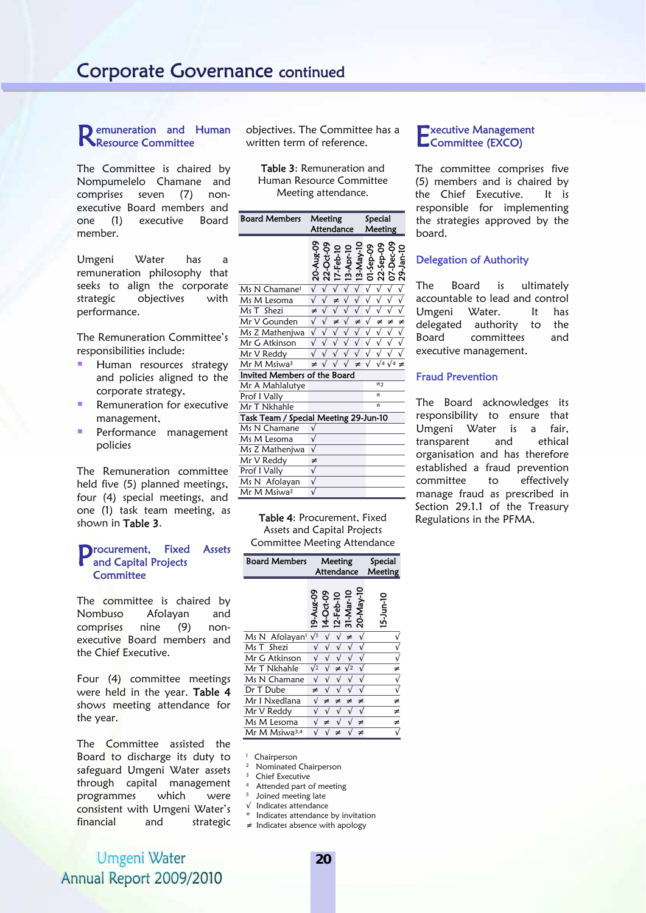# Corporate Governance continued

## Remuneration and Human Resource Committee

The Committee is chaired by Nompumelelo Chamane and comprises seven (7) non-executive Board members and one (1) executive Board member.

Umgeni Water has a remuneration philosophy that seeks to align the corporate strategic objectives with performance.

The Remuneration Committee's responsibilities include:

- Human resources strategy and policies aligned to the corporate strategy,
- Remuneration for executive management,
- Performance management policies

The Remuneration committee held five (5) planned meetings, four (4) special meetings, and one (1) task team meeting, as shown in **Table 3**.

**Table 3**: Remuneration and Human Resource Committee Meeting attendance.

| Board Members | Meeting Attendance | | | | | Special Meeting | | | |
|---|---|---|---|---|---|---|---|---|---|
| | 20-Aug-09 | 22-Oct-09 | 17-Feb-10 | 13-Apr-10 | 13-May-10 | 01-Sep-09 | 22-Sep-09 | 07-Dec-09 | 29-Jan-10 |
| Ms N Chamane[1] | √ | √ | √ | √ | √ | √ | √ | √ | √ |
| Ms M Lesoma | √ | √ | ≠ | √ | √ | √ | √ | √ | √ |
| Ms T Shezi | ≠ | √ | √ | √ | √ | √ | √ | √ | √ |
| Mr V Gounden | √ | √ | ≠ | √ | ≠ | √ | ≠ | ≠ | ≠ |
| Ms Z Mathenjwa | √ | √ | √ | √ | √ | √ | √ | √ | √ |
| Mr G Atkinson | √ | √ | √ | √ | √ | √ | √ | √ | √ |
| Mr V Reddy | √ | √ | √ | √ | √ | √ | √ | √ | √ |
| Mr M Msiwa[3] | ≠ | √ | √ | √ | ≠ | √ | √[4] | √[4] | ≠ |
| **Invited Members of the Board** | | | | | | | | | |
| Mr A Mahlalutye | | | | | | | *[2] | | |
| Prof I Vally | | | | | | | * | | |
| Mr T Nkhahle | | | | | | | * | | |
| **Task Team / Special Meeting 29-Jun-10** | | | | | | | | | |
| Ms N Chamane | √ | | | | | | | | |
| Ms M Lesoma | √ | | | | | | | | |
| Ms Z Mathenjwa | √ | | | | | | | | |
| Mr V Reddy | ≠ | | | | | | | | |
| Prof I Vally | √ | | | | | | | | |
| Ms N Afolayan | √ | | | | | | | | |
| Mr M Msiwa[3] | √ | | | | | | | | |

## Procurement, Fixed Assets and Capital Projects Committee

The committee is chaired by Nombuso Afolayan and comprises nine (9) non-executive Board members and the Chief Executive.

Four (4) committee meetings were held in the year. **Table 4** shows meeting attendance for the year.

The Committee assisted the Board to discharge its duty to safeguard Umgeni Water assets through capital management programmes which were consistent with Umgeni Water's financial and strategic objectives. The Committee has a written term of reference.

**Table 4**: Procurement, Fixed Assets and Capital Projects Committee Meeting Attendance

| Board Members | Meeting Attendance | | | | | Special Meeting |
|---|---|---|---|---|---|---|
| | 19-Aug-09 | 14-Oct-09 | 12-Feb-10 | 31-Mar-10 | 20-May-10 | 15-Jun-10 |
| Ms N Afolayan[1] | √[5] | √ | √ | ≠ | √ | √ |
| Ms T Shezi | √ | √ | √ | √ | √ | √ |
| Mr G Atkinson | √ | √ | √ | √ | √ | √ |
| Mr T Nkhahle | √[2] | √ | ≠ | √[2] | √ | ≠ |
| Ms N Chamane | √ | √ | √ | √ | √ | √ |
| Dr T Dube | ≠ | √ | √ | √ | √ | √ |
| Mr I Nxedlana | √ | ≠ | ≠ | ≠ | ≠ | ≠ |
| Mr V Reddy | √ | √ | √ | √ | √ | ≠ |
| Ms M Lesoma | √ | ≠ | √ | √ | ≠ | ≠ |
| Mr M Msiwa[3,4] | √ | √ | ≠ | √ | ≠ | √ |

[1] Chairperson
[2] Nominated Chairperson
[3] Chief Executive
[4] Attended part of meeting
[5] Joined meeting late
√ Indicates attendance
* Indicates attendance by invitation
≠ Indicates absence with apology

## Executive Management Committee (EXCO)

The committee comprises five (5) members and is chaired by the Chief Executive. It is responsible for implementing the strategies approved by the board.

### Delegation of Authority

The Board is ultimately accountable to lead and control Umgeni Water. It has delegated authority to the Board committees and executive management.

### Fraud Prevention

The Board acknowledges its responsibility to ensure that Umgeni Water is a fair, transparent and ethical organisation and has therefore established a fraud prevention committee to effectively manage fraud as prescribed in Section 29.1.1 of the Treasury Regulations in the PFMA.